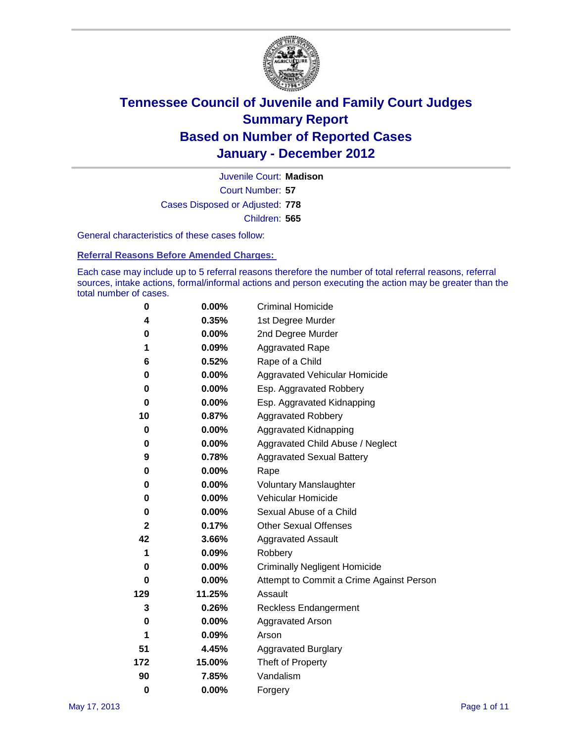# Tennessee Council of Juvenile and Family Court Judges
# Summary Report
# Based on Number of Reported Cases
# January - December 2012

Juvenile Court: **Madison**

Court Number: **57**

Cases Disposed or Adjusted: **778**

Children: **565**

General characteristics of these cases follow:

## Referral Reasons Before Amended Charges:

Each case may include up to 5 referral reasons therefore the number of total referral reasons, referral sources, intake actions, formal/informal actions and person executing the action may be greater than the total number of cases.

| Count | Percent | Referral Reason |
|---|---|---|
| 0 | 0.00% | Criminal Homicide |
| 4 | 0.35% | 1st Degree Murder |
| 0 | 0.00% | 2nd Degree Murder |
| 1 | 0.09% | Aggravated Rape |
| 6 | 0.52% | Rape of a Child |
| 0 | 0.00% | Aggravated Vehicular Homicide |
| 0 | 0.00% | Esp. Aggravated Robbery |
| 0 | 0.00% | Esp. Aggravated Kidnapping |
| 10 | 0.87% | Aggravated Robbery |
| 0 | 0.00% | Aggravated Kidnapping |
| 0 | 0.00% | Aggravated Child Abuse / Neglect |
| 9 | 0.78% | Aggravated Sexual Battery |
| 0 | 0.00% | Rape |
| 0 | 0.00% | Voluntary Manslaughter |
| 0 | 0.00% | Vehicular Homicide |
| 0 | 0.00% | Sexual Abuse of a Child |
| 2 | 0.17% | Other Sexual Offenses |
| 42 | 3.66% | Aggravated Assault |
| 1 | 0.09% | Robbery |
| 0 | 0.00% | Criminally Negligent Homicide |
| 0 | 0.00% | Attempt to Commit a Crime Against Person |
| 129 | 11.25% | Assault |
| 3 | 0.26% | Reckless Endangerment |
| 0 | 0.00% | Aggravated Arson |
| 1 | 0.09% | Arson |
| 51 | 4.45% | Aggravated Burglary |
| 172 | 15.00% | Theft of Property |
| 90 | 7.85% | Vandalism |
| 0 | 0.00% | Forgery |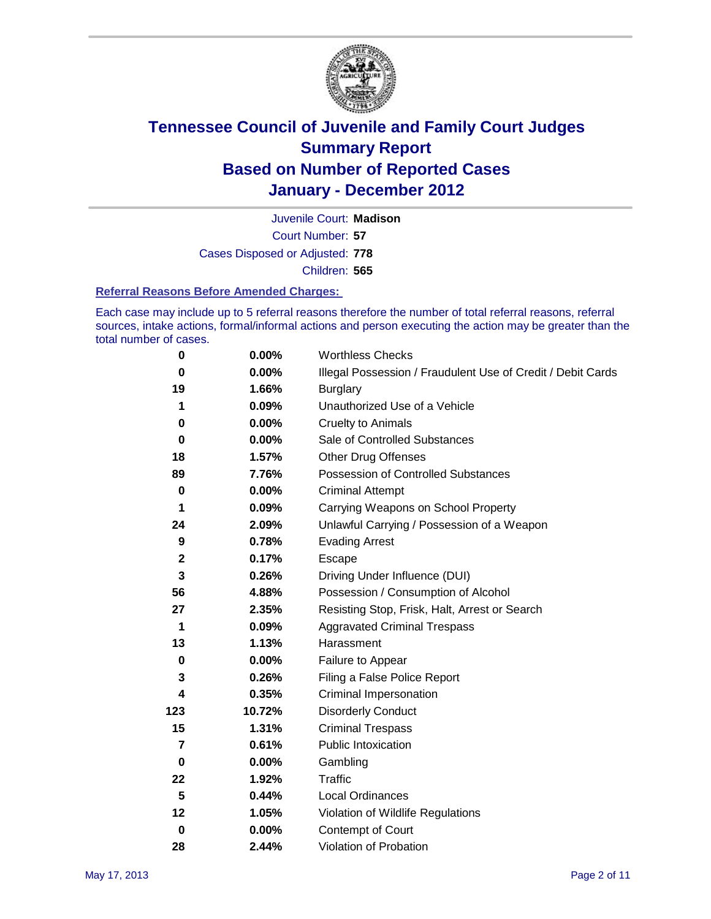# Tennessee Council of Juvenile and Family Court Judges
## Summary Report
## Based on Number of Reported Cases
## January - December 2012

Juvenile Court: **Madison**

Court Number: **57**

Cases Disposed or Adjusted: **778**

Children: **565**

### Referral Reasons Before Amended Charges:

Each case may include up to 5 referral reasons therefore the number of total referral reasons, referral sources, intake actions, formal/informal actions and person executing the action may be greater than the total number of cases.

| Count | Percent | Referral Reason |
|---|---|---|
| 0 | 0.00% | Worthless Checks |
| 0 | 0.00% | Illegal Possession / Fraudulent Use of Credit / Debit Cards |
| 19 | 1.66% | Burglary |
| 1 | 0.09% | Unauthorized Use of a Vehicle |
| 0 | 0.00% | Cruelty to Animals |
| 0 | 0.00% | Sale of Controlled Substances |
| 18 | 1.57% | Other Drug Offenses |
| 89 | 7.76% | Possession of Controlled Substances |
| 0 | 0.00% | Criminal Attempt |
| 1 | 0.09% | Carrying Weapons on School Property |
| 24 | 2.09% | Unlawful Carrying / Possession of a Weapon |
| 9 | 0.78% | Evading Arrest |
| 2 | 0.17% | Escape |
| 3 | 0.26% | Driving Under Influence (DUI) |
| 56 | 4.88% | Possession / Consumption of Alcohol |
| 27 | 2.35% | Resisting Stop, Frisk, Halt, Arrest or Search |
| 1 | 0.09% | Aggravated Criminal Trespass |
| 13 | 1.13% | Harassment |
| 0 | 0.00% | Failure to Appear |
| 3 | 0.26% | Filing a False Police Report |
| 4 | 0.35% | Criminal Impersonation |
| 123 | 10.72% | Disorderly Conduct |
| 15 | 1.31% | Criminal Trespass |
| 7 | 0.61% | Public Intoxication |
| 0 | 0.00% | Gambling |
| 22 | 1.92% | Traffic |
| 5 | 0.44% | Local Ordinances |
| 12 | 1.05% | Violation of Wildlife Regulations |
| 0 | 0.00% | Contempt of Court |
| 28 | 2.44% | Violation of Probation |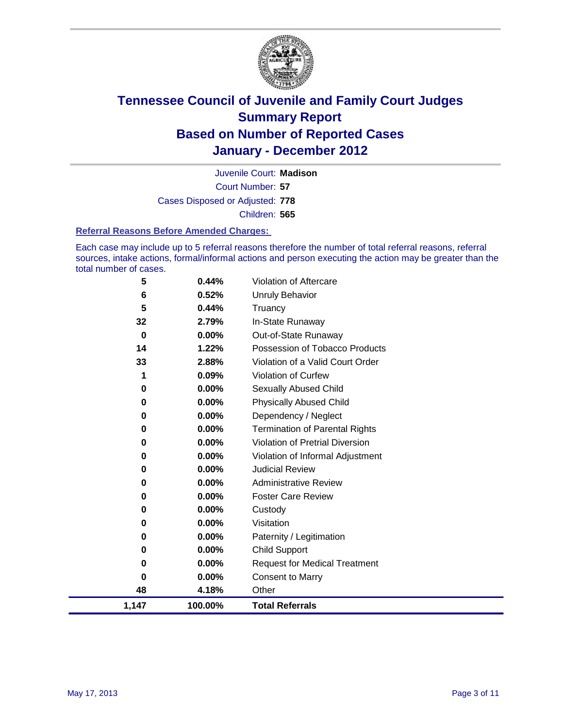# Tennessee Council of Juvenile and Family Court Judges
## Summary Report
## Based on Number of Reported Cases
## January - December 2012

Juvenile Court: **Madison**

Court Number: **57**

Cases Disposed or Adjusted: **778**

Children: **565**

### Referral Reasons Before Amended Charges:

Each case may include up to 5 referral reasons therefore the number of total referral reasons, referral sources, intake actions, formal/informal actions and person executing the action may be greater than the total number of cases.

| Count | Percent | Reason |
|---|---|---|
| 5 | 0.44% | Violation of Aftercare |
| 6 | 0.52% | Unruly Behavior |
| 5 | 0.44% | Truancy |
| 32 | 2.79% | In-State Runaway |
| 0 | 0.00% | Out-of-State Runaway |
| 14 | 1.22% | Possession of Tobacco Products |
| 33 | 2.88% | Violation of a Valid Court Order |
| 1 | 0.09% | Violation of Curfew |
| 0 | 0.00% | Sexually Abused Child |
| 0 | 0.00% | Physically Abused Child |
| 0 | 0.00% | Dependency / Neglect |
| 0 | 0.00% | Termination of Parental Rights |
| 0 | 0.00% | Violation of Pretrial Diversion |
| 0 | 0.00% | Violation of Informal Adjustment |
| 0 | 0.00% | Judicial Review |
| 0 | 0.00% | Administrative Review |
| 0 | 0.00% | Foster Care Review |
| 0 | 0.00% | Custody |
| 0 | 0.00% | Visitation |
| 0 | 0.00% | Paternity / Legitimation |
| 0 | 0.00% | Child Support |
| 0 | 0.00% | Request for Medical Treatment |
| 0 | 0.00% | Consent to Marry |
| 48 | 4.18% | Other |
| **1,147** | **100.00%** | **Total Referrals** |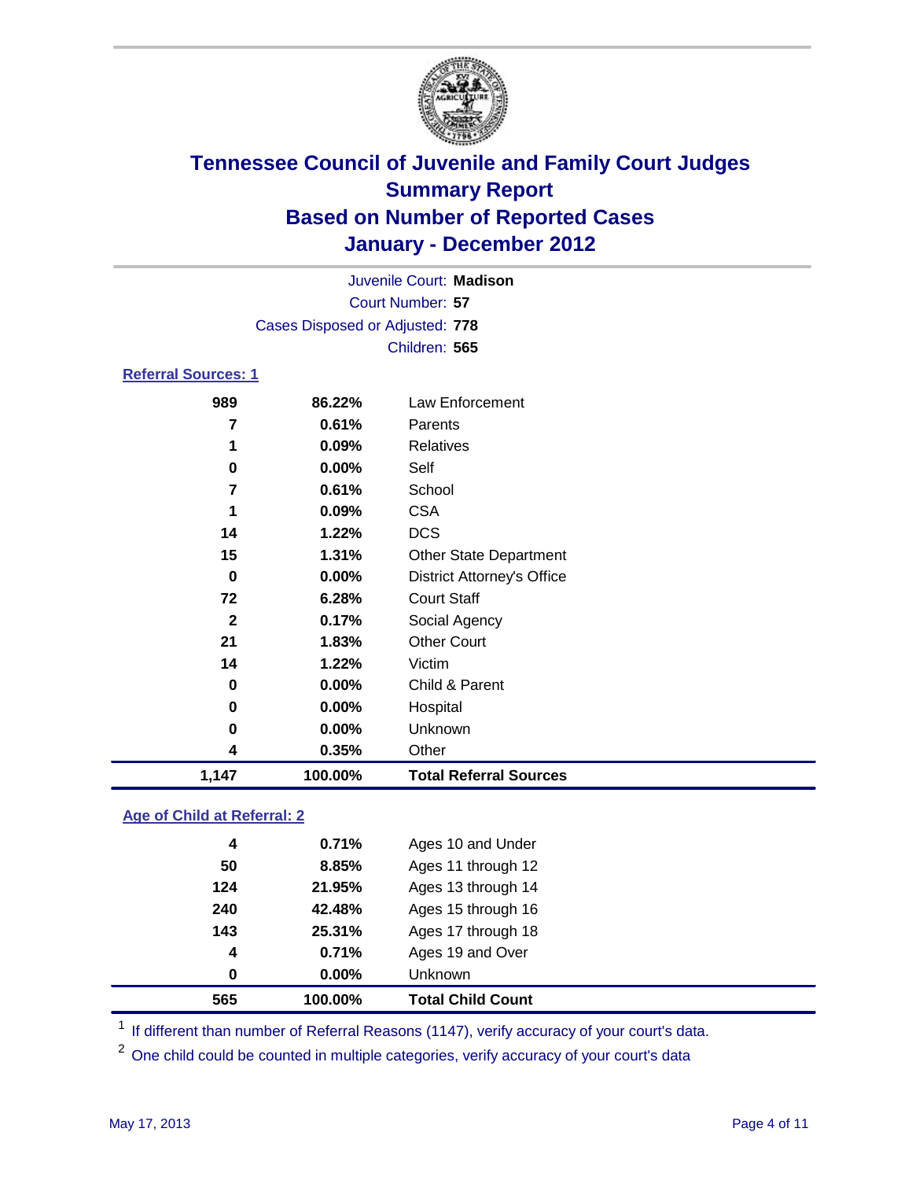# Tennessee Council of Juvenile and Family Court Judges
## Summary Report
## Based on Number of Reported Cases
## January - December 2012

Juvenile Court: **Madison**
Court Number: **57**
Cases Disposed or Adjusted: **778**
Children: **565**

### Referral Sources: 1

| Count | Percent | Source |
|---|---|---|
| 989 | 86.22% | Law Enforcement |
| 7 | 0.61% | Parents |
| 1 | 0.09% | Relatives |
| 0 | 0.00% | Self |
| 7 | 0.61% | School |
| 1 | 0.09% | CSA |
| 14 | 1.22% | DCS |
| 15 | 1.31% | Other State Department |
| 0 | 0.00% | District Attorney's Office |
| 72 | 6.28% | Court Staff |
| 2 | 0.17% | Social Agency |
| 21 | 1.83% | Other Court |
| 14 | 1.22% | Victim |
| 0 | 0.00% | Child & Parent |
| 0 | 0.00% | Hospital |
| 0 | 0.00% | Unknown |
| 4 | 0.35% | Other |
| **1,147** | **100.00%** | **Total Referral Sources** |

### Age of Child at Referral: 2

| Count | Percent | Age |
|---|---|---|
| 4 | 0.71% | Ages 10 and Under |
| 50 | 8.85% | Ages 11 through 12 |
| 124 | 21.95% | Ages 13 through 14 |
| 240 | 42.48% | Ages 15 through 16 |
| 143 | 25.31% | Ages 17 through 18 |
| 4 | 0.71% | Ages 19 and Over |
| 0 | 0.00% | Unknown |
| **565** | **100.00%** | **Total Child Count** |

[1] If different than number of Referral Reasons (1147), verify accuracy of your court's data.

[2] One child could be counted in multiple categories, verify accuracy of your court's data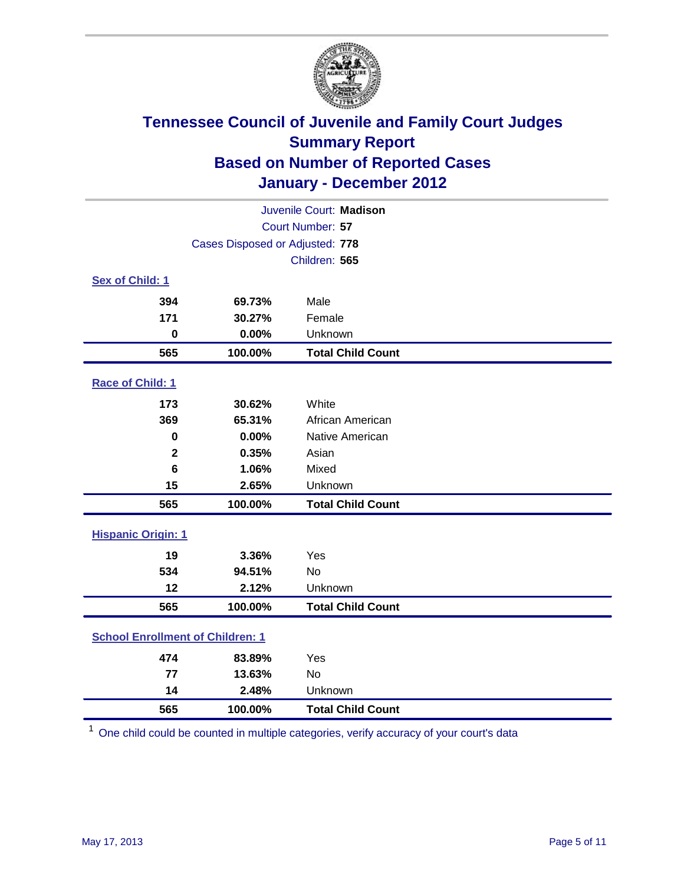# Tennessee Council of Juvenile and Family Court Judges
## Summary Report
## Based on Number of Reported Cases
## January - December 2012

Juvenile Court: **Madison**
Court Number: **57**
Cases Disposed or Adjusted: **778**
Children: **565**

### Sex of Child: 1

| | | |
|---|---|---|
| **394** | **69.73%** | Male |
| **171** | **30.27%** | Female |
| **0** | **0.00%** | Unknown |
| **565** | **100.00%** | **Total Child Count** |

### Race of Child: 1

| | | |
|---|---|---|
| **173** | **30.62%** | White |
| **369** | **65.31%** | African American |
| **0** | **0.00%** | Native American |
| **2** | **0.35%** | Asian |
| **6** | **1.06%** | Mixed |
| **15** | **2.65%** | Unknown |
| **565** | **100.00%** | **Total Child Count** |

### Hispanic Origin: 1

| | | |
|---|---|---|
| **19** | **3.36%** | Yes |
| **534** | **94.51%** | No |
| **12** | **2.12%** | Unknown |
| **565** | **100.00%** | **Total Child Count** |

### School Enrollment of Children: 1

| | | |
|---|---|---|
| **474** | **83.89%** | Yes |
| **77** | **13.63%** | No |
| **14** | **2.48%** | Unknown |
| **565** | **100.00%** | **Total Child Count** |

[1] One child could be counted in multiple categories, verify accuracy of your court's data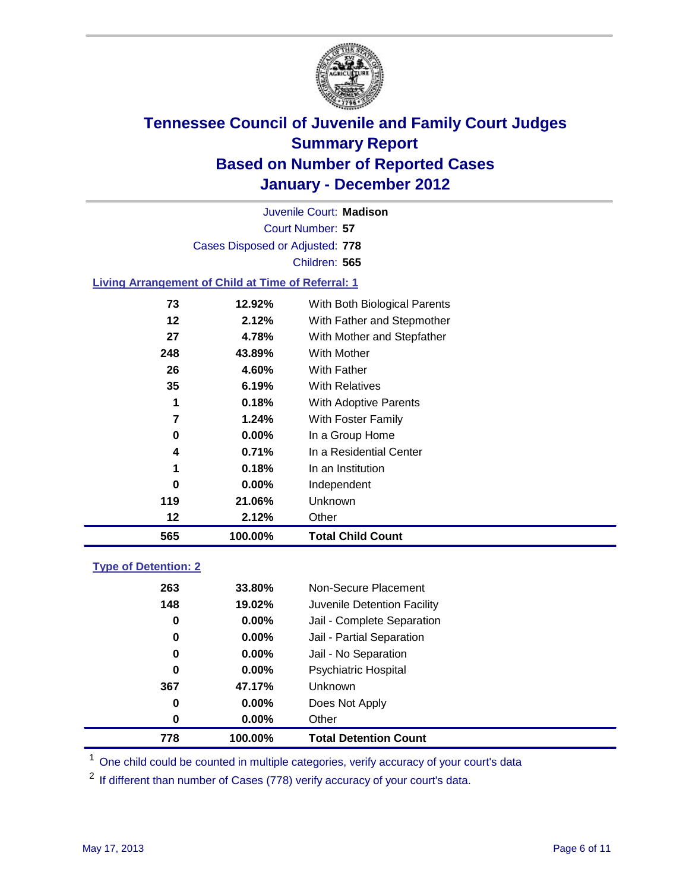# Tennessee Council of Juvenile and Family Court Judges
## Summary Report
## Based on Number of Reported Cases
## January - December 2012

Juvenile Court: **Madison**

Court Number: **57**

Cases Disposed or Adjusted: **778**

Children: **565**

### Living Arrangement of Child at Time of Referral: 1

| | | |
|---|---|---|
| 73 | 12.92% | With Both Biological Parents |
| 12 | 2.12% | With Father and Stepmother |
| 27 | 4.78% | With Mother and Stepfather |
| 248 | 43.89% | With Mother |
| 26 | 4.60% | With Father |
| 35 | 6.19% | With Relatives |
| 1 | 0.18% | With Adoptive Parents |
| 7 | 1.24% | With Foster Family |
| 0 | 0.00% | In a Group Home |
| 4 | 0.71% | In a Residential Center |
| 1 | 0.18% | In an Institution |
| 0 | 0.00% | Independent |
| 119 | 21.06% | Unknown |
| 12 | 2.12% | Other |
| **565** | **100.00%** | **Total Child Count** |

### Type of Detention: 2

| | | |
|---|---|---|
| 263 | 33.80% | Non-Secure Placement |
| 148 | 19.02% | Juvenile Detention Facility |
| 0 | 0.00% | Jail - Complete Separation |
| 0 | 0.00% | Jail - Partial Separation |
| 0 | 0.00% | Jail - No Separation |
| 0 | 0.00% | Psychiatric Hospital |
| 367 | 47.17% | Unknown |
| 0 | 0.00% | Does Not Apply |
| 0 | 0.00% | Other |
| **778** | **100.00%** | **Total Detention Count** |

[1] One child could be counted in multiple categories, verify accuracy of your court's data

[2] If different than number of Cases (778) verify accuracy of your court's data.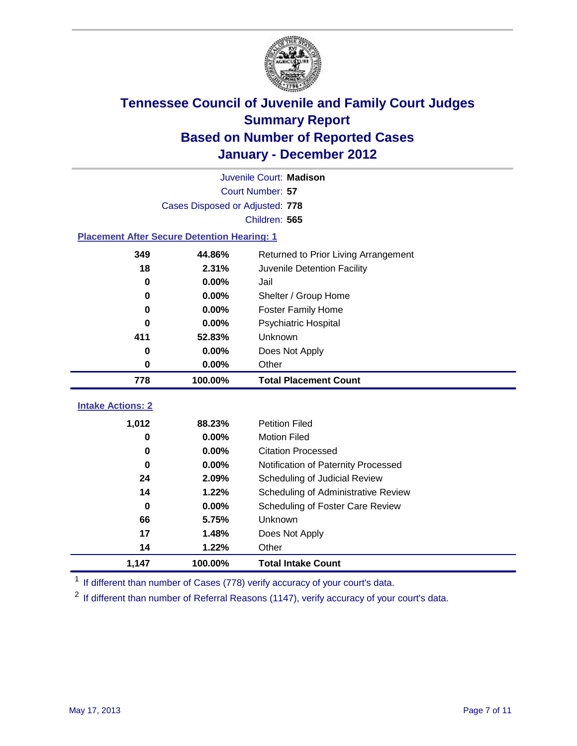# Tennessee Council of Juvenile and Family Court Judges
## Summary Report
## Based on Number of Reported Cases
## January - December 2012

Juvenile Court: **Madison**

Court Number: **57**

Cases Disposed or Adjusted: **778**

Children: **565**

### Placement After Secure Detention Hearing: 1

| | | |
|---|---|---|
| 349 | 44.86% | Returned to Prior Living Arrangement |
| 18 | 2.31% | Juvenile Detention Facility |
| 0 | 0.00% | Jail |
| 0 | 0.00% | Shelter / Group Home |
| 0 | 0.00% | Foster Family Home |
| 0 | 0.00% | Psychiatric Hospital |
| 411 | 52.83% | Unknown |
| 0 | 0.00% | Does Not Apply |
| 0 | 0.00% | Other |
| **778** | **100.00%** | **Total Placement Count** |

### Intake Actions: 2

| | | |
|---|---|---|
| 1,012 | 88.23% | Petition Filed |
| 0 | 0.00% | Motion Filed |
| 0 | 0.00% | Citation Processed |
| 0 | 0.00% | Notification of Paternity Processed |
| 24 | 2.09% | Scheduling of Judicial Review |
| 14 | 1.22% | Scheduling of Administrative Review |
| 0 | 0.00% | Scheduling of Foster Care Review |
| 66 | 5.75% | Unknown |
| 17 | 1.48% | Does Not Apply |
| 14 | 1.22% | Other |
| **1,147** | **100.00%** | **Total Intake Count** |

[1] If different than number of Cases (778) verify accuracy of your court's data.

[2] If different than number of Referral Reasons (1147), verify accuracy of your court's data.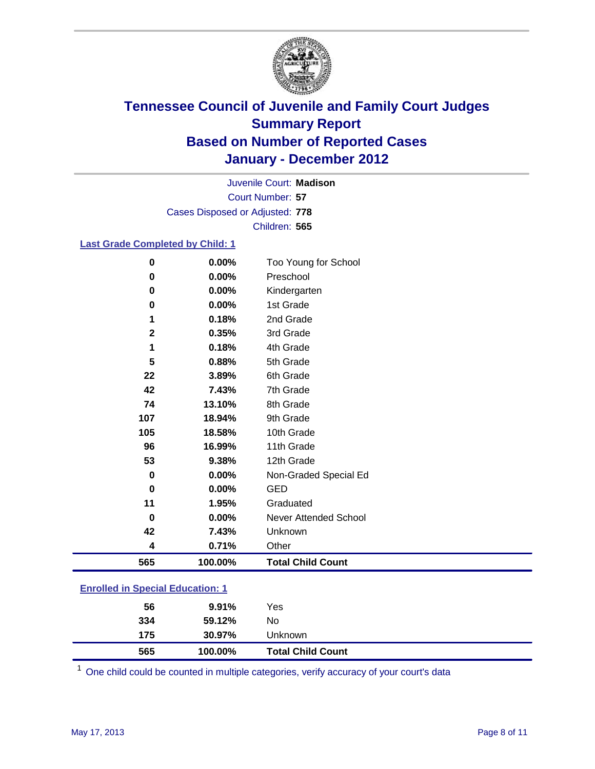# Tennessee Council of Juvenile and Family Court Judges
## Summary Report
## Based on Number of Reported Cases
## January - December 2012

Juvenile Court: **Madison**
Court Number: **57**
Cases Disposed or Adjusted: **778**
Children: **565**

### Last Grade Completed by Child: 1

| Count | Percent | Category |
|---|---|---|
| 0 | 0.00% | Too Young for School |
| 0 | 0.00% | Preschool |
| 0 | 0.00% | Kindergarten |
| 0 | 0.00% | 1st Grade |
| 1 | 0.18% | 2nd Grade |
| 2 | 0.35% | 3rd Grade |
| 1 | 0.18% | 4th Grade |
| 5 | 0.88% | 5th Grade |
| 22 | 3.89% | 6th Grade |
| 42 | 7.43% | 7th Grade |
| 74 | 13.10% | 8th Grade |
| 107 | 18.94% | 9th Grade |
| 105 | 18.58% | 10th Grade |
| 96 | 16.99% | 11th Grade |
| 53 | 9.38% | 12th Grade |
| 0 | 0.00% | Non-Graded Special Ed |
| 0 | 0.00% | GED |
| 11 | 1.95% | Graduated |
| 0 | 0.00% | Never Attended School |
| 42 | 7.43% | Unknown |
| 4 | 0.71% | Other |
| **565** | **100.00%** | **Total Child Count** |

### Enrolled in Special Education: 1

| Count | Percent | Category |
|---|---|---|
| 56 | 9.91% | Yes |
| 334 | 59.12% | No |
| 175 | 30.97% | Unknown |
| **565** | **100.00%** | **Total Child Count** |

[1] One child could be counted in multiple categories, verify accuracy of your court's data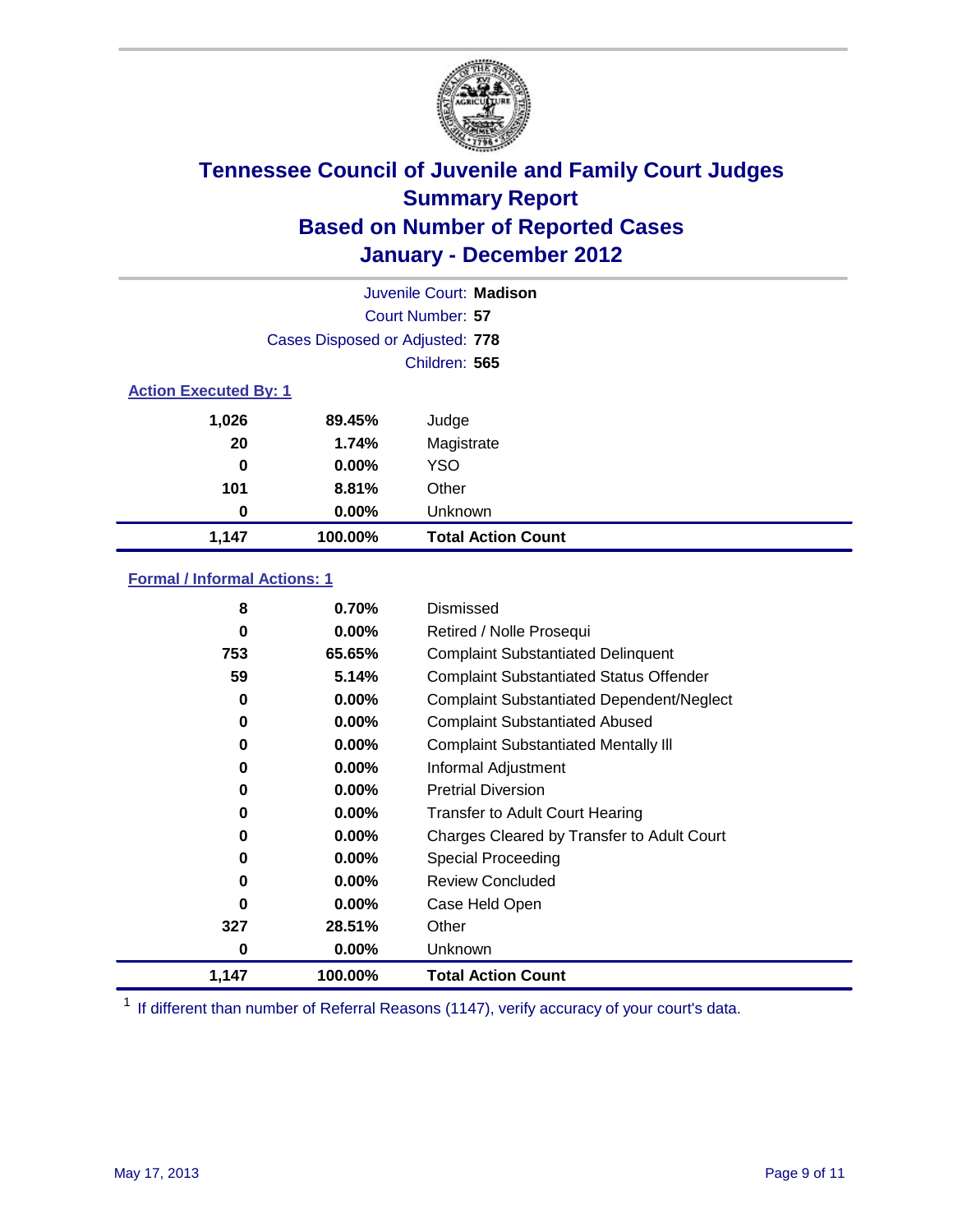# Tennessee Council of Juvenile and Family Court Judges
## Summary Report
## Based on Number of Reported Cases
## January - December 2012

Juvenile Court: **Madison**
Court Number: **57**
Cases Disposed or Adjusted: **778**
Children: **565**

### Action Executed By: 1

| | | |
|---|---|---|
| 1,026 | 89.45% | Judge |
| 20 | 1.74% | Magistrate |
| 0 | 0.00% | YSO |
| 101 | 8.81% | Other |
| 0 | 0.00% | Unknown |
| **1,147** | **100.00%** | **Total Action Count** |

### Formal / Informal Actions: 1

| | | |
|---|---|---|
| 8 | 0.70% | Dismissed |
| 0 | 0.00% | Retired / Nolle Prosequi |
| 753 | 65.65% | Complaint Substantiated Delinquent |
| 59 | 5.14% | Complaint Substantiated Status Offender |
| 0 | 0.00% | Complaint Substantiated Dependent/Neglect |
| 0 | 0.00% | Complaint Substantiated Abused |
| 0 | 0.00% | Complaint Substantiated Mentally Ill |
| 0 | 0.00% | Informal Adjustment |
| 0 | 0.00% | Pretrial Diversion |
| 0 | 0.00% | Transfer to Adult Court Hearing |
| 0 | 0.00% | Charges Cleared by Transfer to Adult Court |
| 0 | 0.00% | Special Proceeding |
| 0 | 0.00% | Review Concluded |
| 0 | 0.00% | Case Held Open |
| 327 | 28.51% | Other |
| 0 | 0.00% | Unknown |
| **1,147** | **100.00%** | **Total Action Count** |

[1] If different than number of Referral Reasons (1147), verify accuracy of your court's data.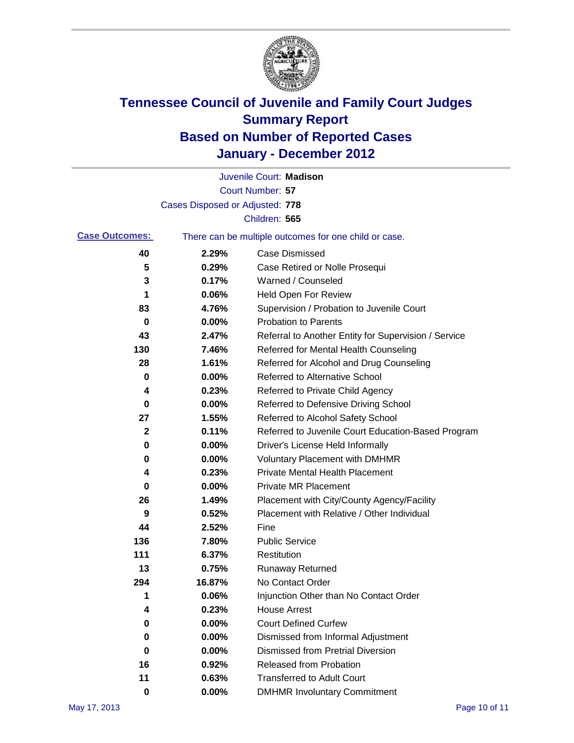# Tennessee Council of Juvenile and Family Court Judges
## Summary Report
## Based on Number of Reported Cases
## January - December 2012

Juvenile Court: **Madison**

Court Number: **57**

Cases Disposed or Adjusted: **778**

Children: **565**

**Case Outcomes:** There can be multiple outcomes for one child or case.

| Count | Percent | Outcome |
|---|---|---|
| 40 | 2.29% | Case Dismissed |
| 5 | 0.29% | Case Retired or Nolle Prosequi |
| 3 | 0.17% | Warned / Counseled |
| 1 | 0.06% | Held Open For Review |
| 83 | 4.76% | Supervision / Probation to Juvenile Court |
| 0 | 0.00% | Probation to Parents |
| 43 | 2.47% | Referral to Another Entity for Supervision / Service |
| 130 | 7.46% | Referred for Mental Health Counseling |
| 28 | 1.61% | Referred for Alcohol and Drug Counseling |
| 0 | 0.00% | Referred to Alternative School |
| 4 | 0.23% | Referred to Private Child Agency |
| 0 | 0.00% | Referred to Defensive Driving School |
| 27 | 1.55% | Referred to Alcohol Safety School |
| 2 | 0.11% | Referred to Juvenile Court Education-Based Program |
| 0 | 0.00% | Driver's License Held Informally |
| 0 | 0.00% | Voluntary Placement with DMHMR |
| 4 | 0.23% | Private Mental Health Placement |
| 0 | 0.00% | Private MR Placement |
| 26 | 1.49% | Placement with City/County Agency/Facility |
| 9 | 0.52% | Placement with Relative / Other Individual |
| 44 | 2.52% | Fine |
| 136 | 7.80% | Public Service |
| 111 | 6.37% | Restitution |
| 13 | 0.75% | Runaway Returned |
| 294 | 16.87% | No Contact Order |
| 1 | 0.06% | Injunction Other than No Contact Order |
| 4 | 0.23% | House Arrest |
| 0 | 0.00% | Court Defined Curfew |
| 0 | 0.00% | Dismissed from Informal Adjustment |
| 0 | 0.00% | Dismissed from Pretrial Diversion |
| 16 | 0.92% | Released from Probation |
| 11 | 0.63% | Transferred to Adult Court |
| 0 | 0.00% | DMHMR Involuntary Commitment |

May 17, 2013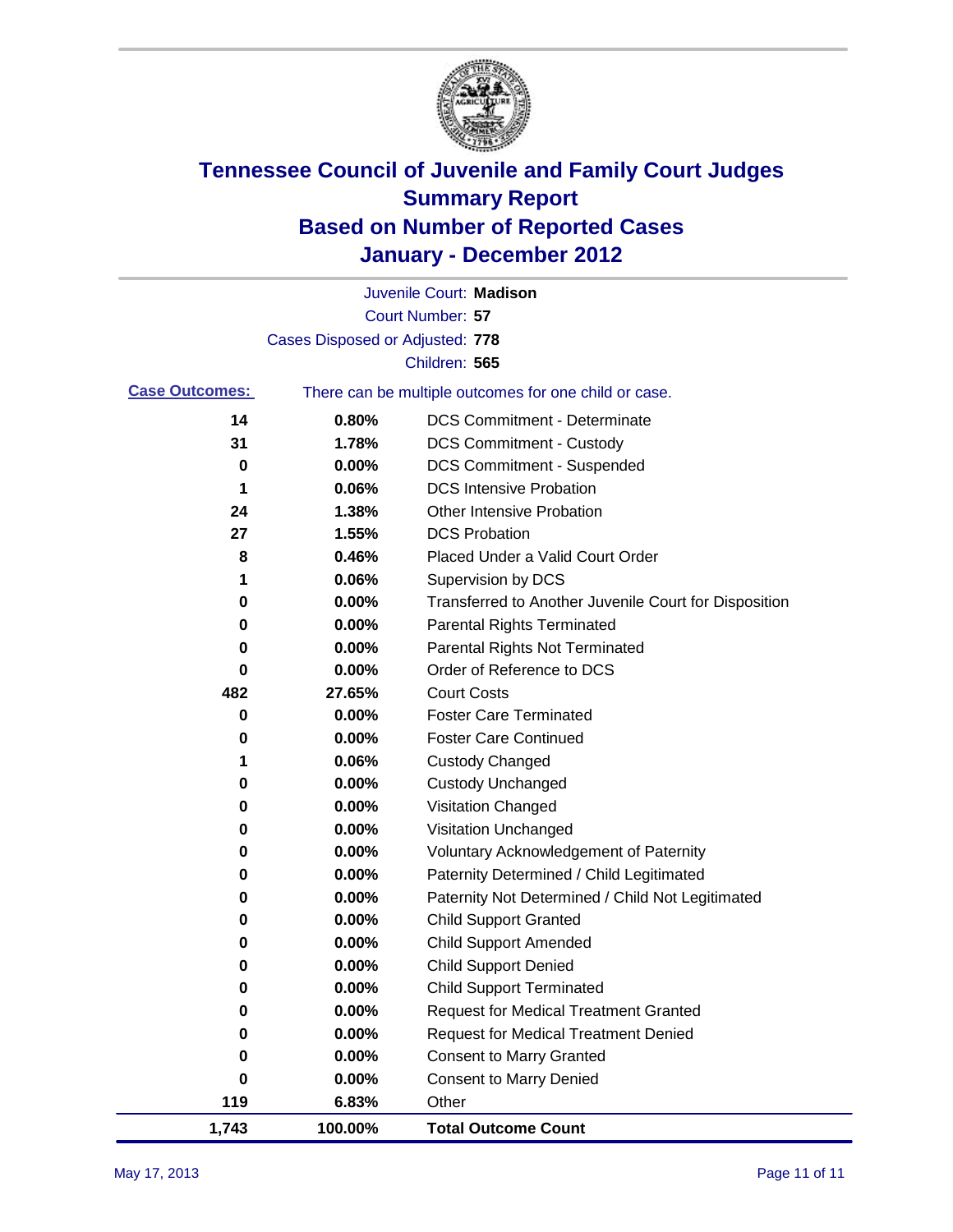# Tennessee Council of Juvenile and Family Court Judges
## Summary Report
## Based on Number of Reported Cases
## January - December 2012

Juvenile Court: **Madison**

Court Number: **57**

Cases Disposed or Adjusted: **778**

Children: **565**

**Case Outcomes:** There can be multiple outcomes for one child or case.

| | | |
|---|---|---|
| 14 | 0.80% | DCS Commitment - Determinate |
| 31 | 1.78% | DCS Commitment - Custody |
| 0 | 0.00% | DCS Commitment - Suspended |
| 1 | 0.06% | DCS Intensive Probation |
| 24 | 1.38% | Other Intensive Probation |
| 27 | 1.55% | DCS Probation |
| 8 | 0.46% | Placed Under a Valid Court Order |
| 1 | 0.06% | Supervision by DCS |
| 0 | 0.00% | Transferred to Another Juvenile Court for Disposition |
| 0 | 0.00% | Parental Rights Terminated |
| 0 | 0.00% | Parental Rights Not Terminated |
| 0 | 0.00% | Order of Reference to DCS |
| 482 | 27.65% | Court Costs |
| 0 | 0.00% | Foster Care Terminated |
| 0 | 0.00% | Foster Care Continued |
| 1 | 0.06% | Custody Changed |
| 0 | 0.00% | Custody Unchanged |
| 0 | 0.00% | Visitation Changed |
| 0 | 0.00% | Visitation Unchanged |
| 0 | 0.00% | Voluntary Acknowledgement of Paternity |
| 0 | 0.00% | Paternity Determined / Child Legitimated |
| 0 | 0.00% | Paternity Not Determined / Child Not Legitimated |
| 0 | 0.00% | Child Support Granted |
| 0 | 0.00% | Child Support Amended |
| 0 | 0.00% | Child Support Denied |
| 0 | 0.00% | Child Support Terminated |
| 0 | 0.00% | Request for Medical Treatment Granted |
| 0 | 0.00% | Request for Medical Treatment Denied |
| 0 | 0.00% | Consent to Marry Granted |
| 0 | 0.00% | Consent to Marry Denied |
| 119 | 6.83% | Other |
| **1,743** | **100.00%** | **Total Outcome Count** |

May 17, 2013